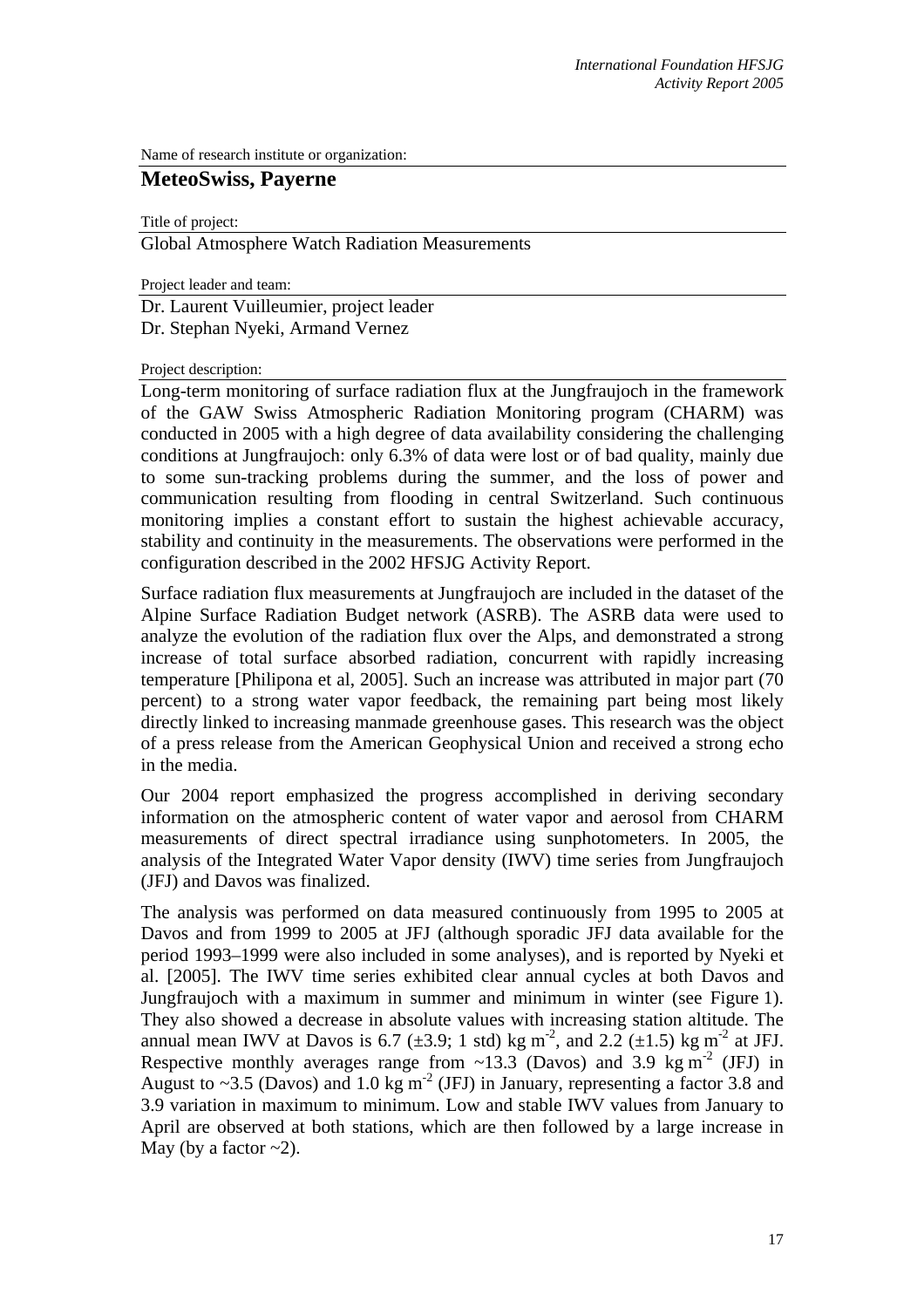Name of research institute or organization:

## MeteoSwiss, Payerne

Title of project:

Global Atmosphere Watch Radiation Measurements

Project leader and team:

Dr. Laurent Vuilleumier, project leader
Dr. Stephan Nyeki, Armand Vernez

Project description:

Long-term monitoring of surface radiation flux at the Jungfraujoch in the framework of the GAW Swiss Atmospheric Radiation Monitoring program (CHARM) was conducted in 2005 with a high degree of data availability considering the challenging conditions at Jungfraujoch: only 6.3% of data were lost or of bad quality, mainly due to some sun-tracking problems during the summer, and the loss of power and communication resulting from flooding in central Switzerland. Such continuous monitoring implies a constant effort to sustain the highest achievable accuracy, stability and continuity in the measurements. The observations were performed in the configuration described in the 2002 HFSJG Activity Report.

Surface radiation flux measurements at Jungfraujoch are included in the dataset of the Alpine Surface Radiation Budget network (ASRB). The ASRB data were used to analyze the evolution of the radiation flux over the Alps, and demonstrated a strong increase of total surface absorbed radiation, concurrent with rapidly increasing temperature [Philipona et al, 2005]. Such an increase was attributed in major part (70 percent) to a strong water vapor feedback, the remaining part being most likely directly linked to increasing manmade greenhouse gases. This research was the object of a press release from the American Geophysical Union and received a strong echo in the media.

Our 2004 report emphasized the progress accomplished in deriving secondary information on the atmospheric content of water vapor and aerosol from CHARM measurements of direct spectral irradiance using sunphotometers. In 2005, the analysis of the Integrated Water Vapor density (IWV) time series from Jungfraujoch (JFJ) and Davos was finalized.

The analysis was performed on data measured continuously from 1995 to 2005 at Davos and from 1999 to 2005 at JFJ (although sporadic JFJ data available for the period 1993–1999 were also included in some analyses), and is reported by Nyeki et al. [2005]. The IWV time series exhibited clear annual cycles at both Davos and Jungfraujoch with a maximum in summer and minimum in winter (see Figure 1). They also showed a decrease in absolute values with increasing station altitude. The annual mean IWV at Davos is 6.7 (±3.9; 1 std) kg $m^{-2}$, and 2.2 (±1.5) kg $m^{-2}$ at JFJ. Respective monthly averages range from ~13.3 (Davos) and 3.9 kg $m^{-2}$ (JFJ) in August to ~3.5 (Davos) and 1.0 kg $m^{-2}$ (JFJ) in January, representing a factor 3.8 and 3.9 variation in maximum to minimum. Low and stable IWV values from January to April are observed at both stations, which are then followed by a large increase in May (by a factor ~2).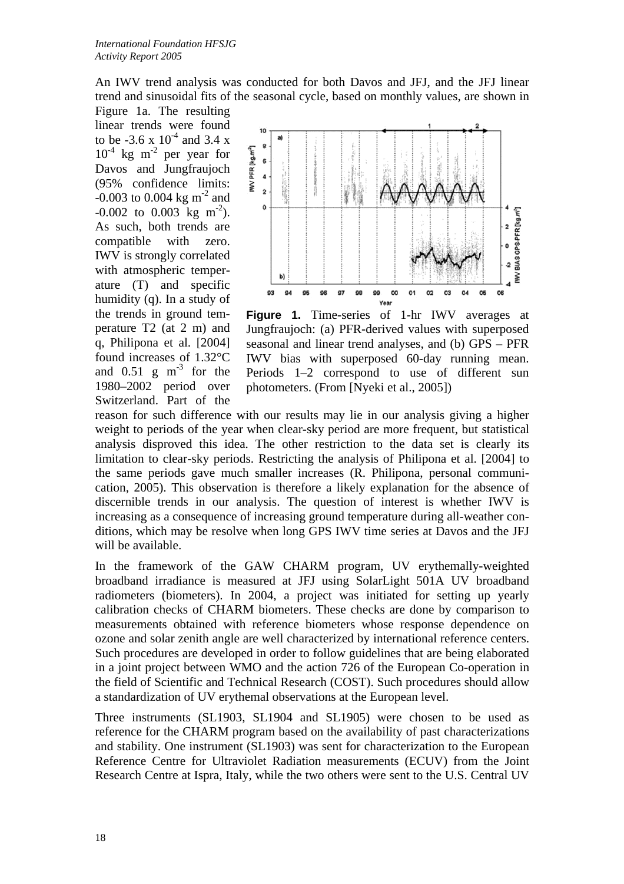An IWV trend analysis was conducted for both Davos and JFJ, and the JFJ linear trend and sinusoidal fits of the seasonal cycle, based on monthly values, are shown in Figure 1a. The resulting linear trends were found to be $-3.6 \times 10^{-4}$ and $3.4 \times 10^{-4}$ kg m$^{-2}$ per year for Davos and Jungfraujoch (95% confidence limits: -0.003 to 0.004 kg m$^{-2}$ and -0.002 to 0.003 kg m$^{-2}$). As such, both trends are compatible with zero. IWV is strongly correlated with atmospheric temperature (T) and specific humidity (q). In a study of the trends in ground temperature T2 (at 2 m) and q, Philipona et al. [2004] found increases of 1.32°C and 0.51 g m$^{-3}$ for the 1980–2002 period over Switzerland. Part of the reason for such difference with our results may lie in our analysis giving a higher weight to periods of the year when clear-sky period are more frequent, but statistical analysis disproved this idea. The other restriction to the data set is clearly its limitation to clear-sky periods. Restricting the analysis of Philipona et al. [2004] to the same periods gave much smaller increases (R. Philipona, personal communication, 2005). This observation is therefore a likely explanation for the absence of discernible trends in our analysis. The question of interest is whether IWV is increasing as a consequence of increasing ground temperature during all-weather conditions, which may be resolve when long GPS IWV time series at Davos and the JFJ will be available.

**Figure 1.** Time-series of 1-hr IWV averages at Jungfraujoch: (a) PFR-derived values with superposed seasonal and linear trend analyses, and (b) GPS – PFR IWV bias with superposed 60-day running mean. Periods 1–2 correspond to use of different sun photometers. (From [Nyeki et al., 2005])

In the framework of the GAW CHARM program, UV erythemally-weighted broadband irradiance is measured at JFJ using SolarLight 501A UV broadband radiometers (biometers). In 2004, a project was initiated for setting up yearly calibration checks of CHARM biometers. These checks are done by comparison to measurements obtained with reference biometers whose response dependence on ozone and solar zenith angle are well characterized by international reference centers. Such procedures are developed in order to follow guidelines that are being elaborated in a joint project between WMO and the action 726 of the European Co-operation in the field of Scientific and Technical Research (COST). Such procedures should allow a standardization of UV erythemal observations at the European level.

Three instruments (SL1903, SL1904 and SL1905) were chosen to be used as reference for the CHARM program based on the availability of past characterizations and stability. One instrument (SL1903) was sent for characterization to the European Reference Centre for Ultraviolet Radiation measurements (ECUV) from the Joint Research Centre at Ispra, Italy, while the two others were sent to the U.S. Central UV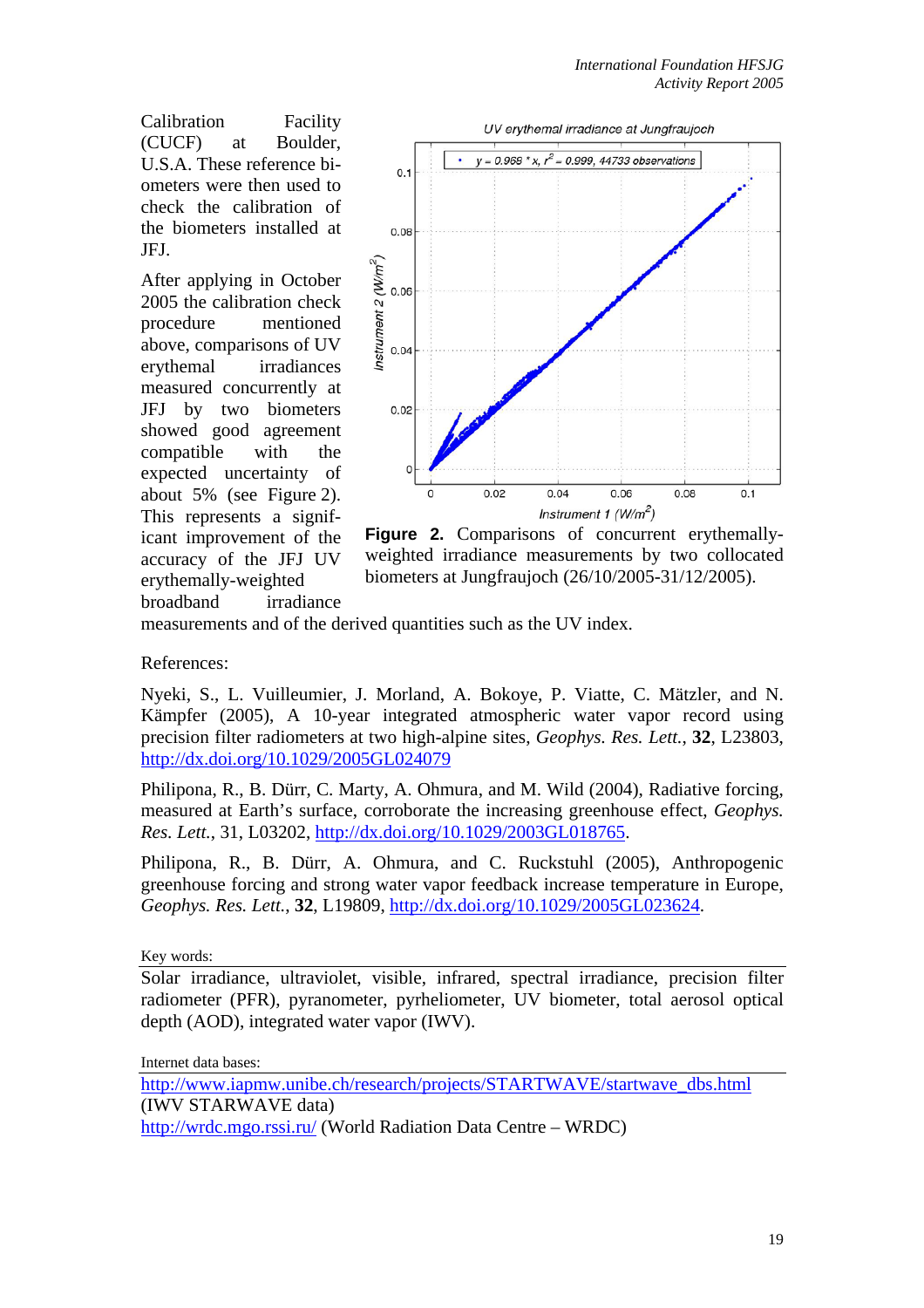Calibration Facility (CUCF) at Boulder, U.S.A. These reference biometers were then used to check the calibration of the biometers installed at JFJ.

After applying in October 2005 the calibration check procedure mentioned above, comparisons of UV erythemal irradiances measured concurrently at JFJ by two biometers showed good agreement compatible with the expected uncertainty of about 5% (see Figure 2). This represents a significant improvement of the accuracy of the JFJ UV erythemally-weighted broadband irradiance measurements and of the derived quantities such as the UV index.

**Figure 2.** Comparisons of concurrent erythemally-weighted irradiance measurements by two collocated biometers at Jungfraujoch (26/10/2005-31/12/2005).

References:

Nyeki, S., L. Vuilleumier, J. Morland, A. Bokoye, P. Viatte, C. Mätzler, and N. Kämpfer (2005), A 10-year integrated atmospheric water vapor record using precision filter radiometers at two high-alpine sites, *Geophys. Res. Lett.*, **32**, L23803, http://dx.doi.org/10.1029/2005GL024079

Philipona, R., B. Dürr, C. Marty, A. Ohmura, and M. Wild (2004), Radiative forcing, measured at Earth's surface, corroborate the increasing greenhouse effect, *Geophys. Res. Lett.*, 31, L03202, http://dx.doi.org/10.1029/2003GL018765.

Philipona, R., B. Dürr, A. Ohmura, and C. Ruckstuhl (2005), Anthropogenic greenhouse forcing and strong water vapor feedback increase temperature in Europe, *Geophys. Res. Lett.*, **32**, L19809, http://dx.doi.org/10.1029/2005GL023624.

Key words:

Solar irradiance, ultraviolet, visible, infrared, spectral irradiance, precision filter radiometer (PFR), pyranometer, pyrheliometer, UV biometer, total aerosol optical depth (AOD), integrated water vapor (IWV).

Internet data bases:

http://www.iapmw.unibe.ch/research/projects/STARTWAVE/startwave_dbs.html (IWV STARWAVE data)
http://wrdc.mgo.rssi.ru/ (World Radiation Data Centre – WRDC)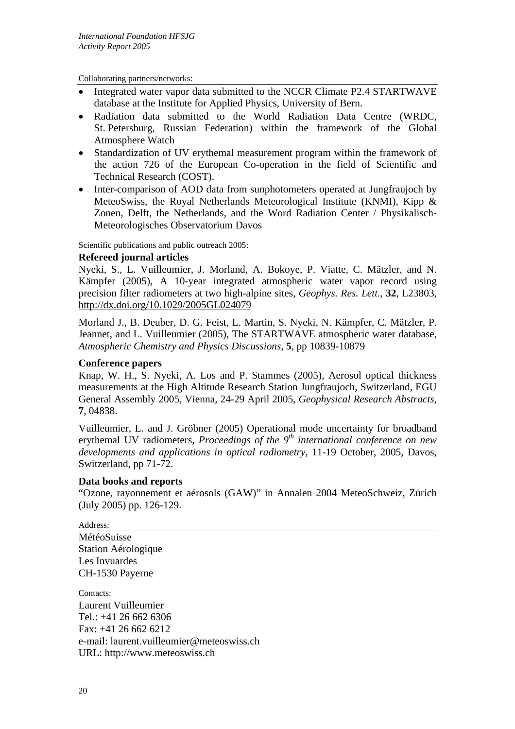Collaborating partners/networks:

- Integrated water vapor data submitted to the NCCR Climate P2.4 STARTWAVE database at the Institute for Applied Physics, University of Bern.
- Radiation data submitted to the World Radiation Data Centre (WRDC, St. Petersburg, Russian Federation) within the framework of the Global Atmosphere Watch
- Standardization of UV erythemal measurement program within the framework of the action 726 of the European Co-operation in the field of Scientific and Technical Research (COST).
- Inter-comparison of AOD data from sunphotometers operated at Jungfraujoch by MeteoSwiss, the Royal Netherlands Meteorological Institute (KNMI), Kipp & Zonen, Delft, the Netherlands, and the Word Radiation Center / Physikalisch-Meteorologisches Observatorium Davos

Scientific publications and public outreach 2005:

**Refereed journal articles**

Nyeki, S., L. Vuilleumier, J. Morland, A. Bokoye, P. Viatte, C. Mätzler, and N. Kämpfer (2005), A 10-year integrated atmospheric water vapor record using precision filter radiometers at two high-alpine sites, *Geophys. Res. Lett.*, **32**, L23803, http://dx.doi.org/10.1029/2005GL024079

Morland J., B. Deuber, D. G. Feist, L. Martin, S. Nyeki, N. Kämpfer, C. Mätzler, P. Jeannet, and L. Vuilleumier (2005), The STARTWAVE atmospheric water database, *Atmospheric Chemistry and Physics Discussions*, **5**, pp 10839-10879

**Conference papers**

Knap, W. H., S. Nyeki, A. Los and P. Stammes (2005), Aerosol optical thickness measurements at the High Altitude Research Station Jungfraujoch, Switzerland, EGU General Assembly 2005, Vienna, 24-29 April 2005, *Geophysical Research Abstracts*, **7**, 04838.

Vuilleumier, L. and J. Gröbner (2005) Operational mode uncertainty for broadband erythemal UV radiometers, *Proceedings of the 9th international conference on new developments and applications in optical radiometry*, 11-19 October, 2005, Davos, Switzerland, pp 71-72.

**Data books and reports**

"Ozone, rayonnement et aérosols (GAW)" in Annalen 2004 MeteoSchweiz, Zürich (July 2005) pp. 126-129.

Address:

MétéoSuisse
Station Aérologique
Les Invuardes
CH-1530 Payerne

Contacts:

Laurent Vuilleumier
Tel.: +41 26 662 6306
Fax: +41 26 662 6212
e-mail: laurent.vuilleumier@meteoswiss.ch
URL: http://www.meteoswiss.ch